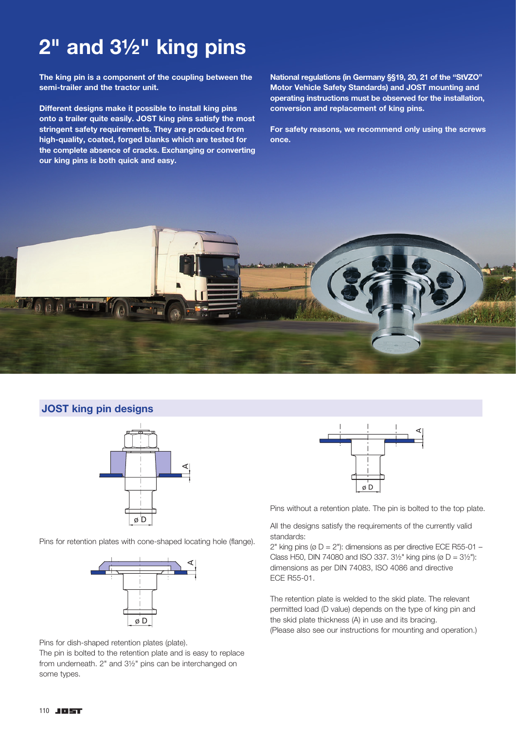# 2" and 3½" king pins

**The king pin is a component of the coupling between the semi-trailer and the tractor unit.**

**Different designs make it possible to install king pins onto a trailer quite easily. JOST king pins satisfy the most stringent safety requirements. They are produced from high-quality, coated, forged blanks which are tested for the complete absence of cracks. Exchanging or converting our king pins is both quick and easy.**

**National regulations (in Germany §§19, 20, 21 of the "StVZO" Motor Vehicle Safety Standards) and JOST mounting and operating instructions must be observed for the installation, conversion and replacement of king pins.**

**For safety reasons, we recommend only using the screws once.**

## JOST king pin designs

Pins for retention plates with cone-shaped locating hole (flange).

Pins for dish-shaped retention plates (plate).
The pin is bolted to the retention plate and is easy to replace from underneath. 2" and 3½" pins can be interchanged on some types.

Pins without a retention plate. The pin is bolted to the top plate.

All the designs satisfy the requirements of the currently valid standards:
2" king pins (ø D = 2"): dimensions as per directive ECE R55-01 – Class H50, DIN 74080 and ISO 337. 3½" king pins (ø D = 3½"): dimensions as per DIN 74083, ISO 4086 and directive ECE R55-01.

The retention plate is welded to the skid plate. The relevant permitted load (D value) depends on the type of king pin and the skid plate thickness (A) in use and its bracing.
(Please also see our instructions for mounting and operation.)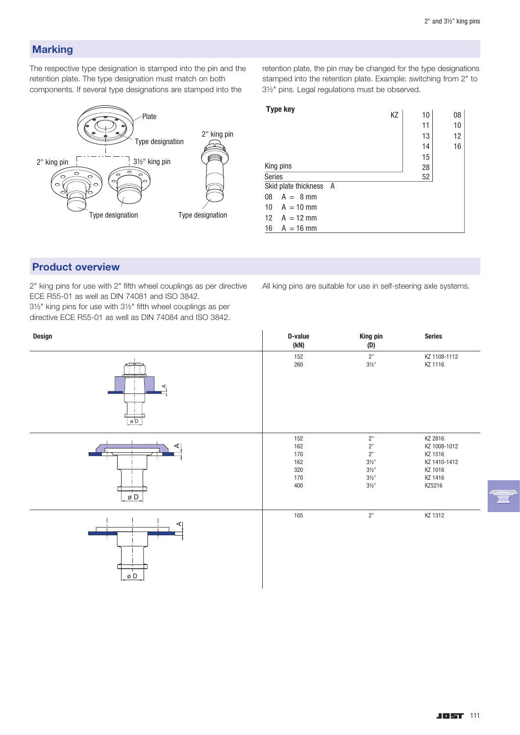## Marking

The respective type designation is stamped into the pin and the retention plate. The type designation must match on both components. If several type designations are stamped into the retention plate, the pin may be changed for the type designations stamped into the retention plate. Example: switching from 2" to 3½" pins. Legal regulations must be observed.

Plate

Type designation

2" king pin

3½" king pin

2" king pin

Type designation

Type designation

**Type key**

| | | | |
|---|---|---|---|
| | KZ | 10 | 08 |
| | | 11 | 10 |
| | | 13 | 12 |
| | | 14 | 16 |
| | | 15 | |
| King pins | | 28 | |
| Series | | 52 | |
| Skid plate thickness A | | | |
| 08 A = 8 mm | | | |
| 10 A = 10 mm | | | |
| 12 A = 12 mm | | | |
| 16 A = 16 mm | | | |

## Product overview

2" king pins for use with 2" fifth wheel couplings as per directive ECE R55-01 as well as DIN 74081 and ISO 3842.
3½" king pins for use with 3½" fifth wheel couplings as per directive ECE R55-01 as well as DIN 74084 and ISO 3842.

All king pins are suitable for use in self-steering axle systems.

| Design | D-value (kN) | King pin (D) | Series |
|---|---|---|---|
| A, ø D | 152<br>260 | 2"<br>3½" | KZ 1108-1112<br>KZ 1116 |
| A, ø D | 152<br>162<br>170<br>162<br>320<br>170<br>400 | 2"<br>2"<br>2"<br>3½"<br>3½"<br>3½"<br>3½" | KZ 2816<br>KZ 1008-1012<br>KZ 1516<br>KZ 1410-1412<br>KZ 1016<br>KZ 1416<br>KZ5216 |
| A, ø D | 105 | 2" | KZ 1312 |